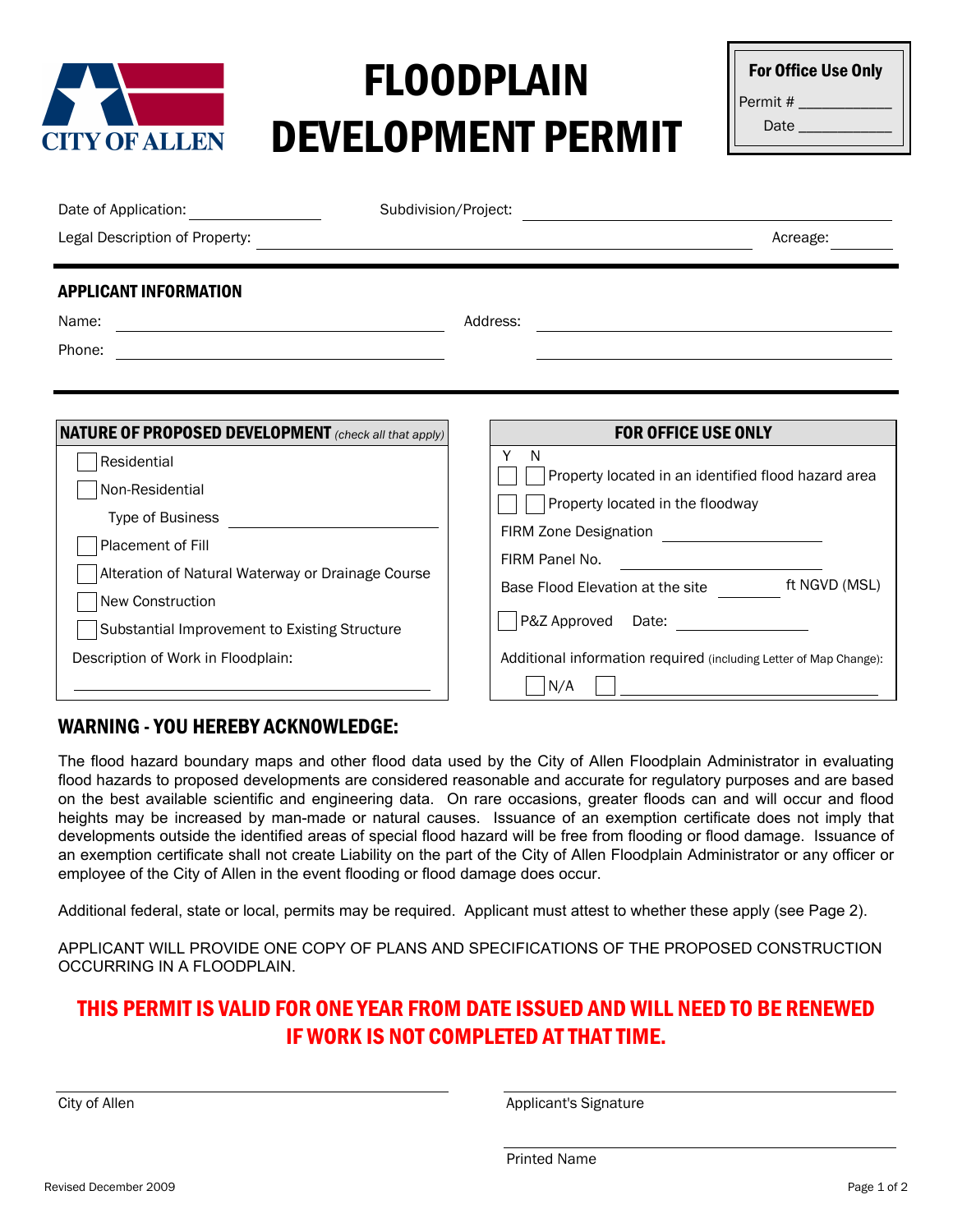CITY OF ALLEN

# FLOODPLAIN DEVELOPMENT PERMIT

**For Office Use Only**

Permit # ___________

Date ___________

Date of Application: _______________ Subdivision/Project: _______________________________

Legal Description of Property: _______________________________ Acreage: _______

## APPLICANT INFORMATION

Name: _______________________ Address: _______________________

Phone: _______________________ _______________________

| **NATURE OF PROPOSED DEVELOPMENT** *(check all that apply)* | **FOR OFFICE USE ONLY** |
|---|---|
| ☐ Residential | Y N |
| ☐ Non-Residential | ☐ ☐ Property located in an identified flood hazard area |
| Type of Business _______________ | ☐ ☐ Property located in the floodway |
| ☐ Placement of Fill | FIRM Zone Designation _______________ |
| ☐ Alteration of Natural Waterway or Drainage Course | FIRM Panel No. _______________ |
| ☐ New Construction | Base Flood Elevation at the site _______ ft NGVD (MSL) |
| ☐ Substantial Improvement to Existing Structure | ☐ P&Z Approved Date: _______________ |
| Description of Work in Floodplain: | Additional information required (including Letter of Map Change): |
| _______________________________ | ☐ N/A ☐ _______________________ |

## WARNING - YOU HEREBY ACKNOWLEDGE:

The flood hazard boundary maps and other flood data used by the City of Allen Floodplain Administrator in evaluating flood hazards to proposed developments are considered reasonable and accurate for regulatory purposes and are based on the best available scientific and engineering data. On rare occasions, greater floods can and will occur and flood heights may be increased by man-made or natural causes. Issuance of an exemption certificate does not imply that developments outside the identified areas of special flood hazard will be free from flooding or flood damage. Issuance of an exemption certificate shall not create Liability on the part of the City of Allen Floodplain Administrator or any officer or employee of the City of Allen in the event flooding or flood damage does occur.

Additional federal, state or local, permits may be required. Applicant must attest to whether these apply (see Page 2).

APPLICANT WILL PROVIDE ONE COPY OF PLANS AND SPECIFICATIONS OF THE PROPOSED CONSTRUCTION OCCURRING IN A FLOODPLAIN.

**THIS PERMIT IS VALID FOR ONE YEAR FROM DATE ISSUED AND WILL NEED TO BE RENEWED IF WORK IS NOT COMPLETED AT THAT TIME.**

_______________________________ _______________________________

City of Allen Applicant's Signature

_______________________________

Printed Name

Revised December 2009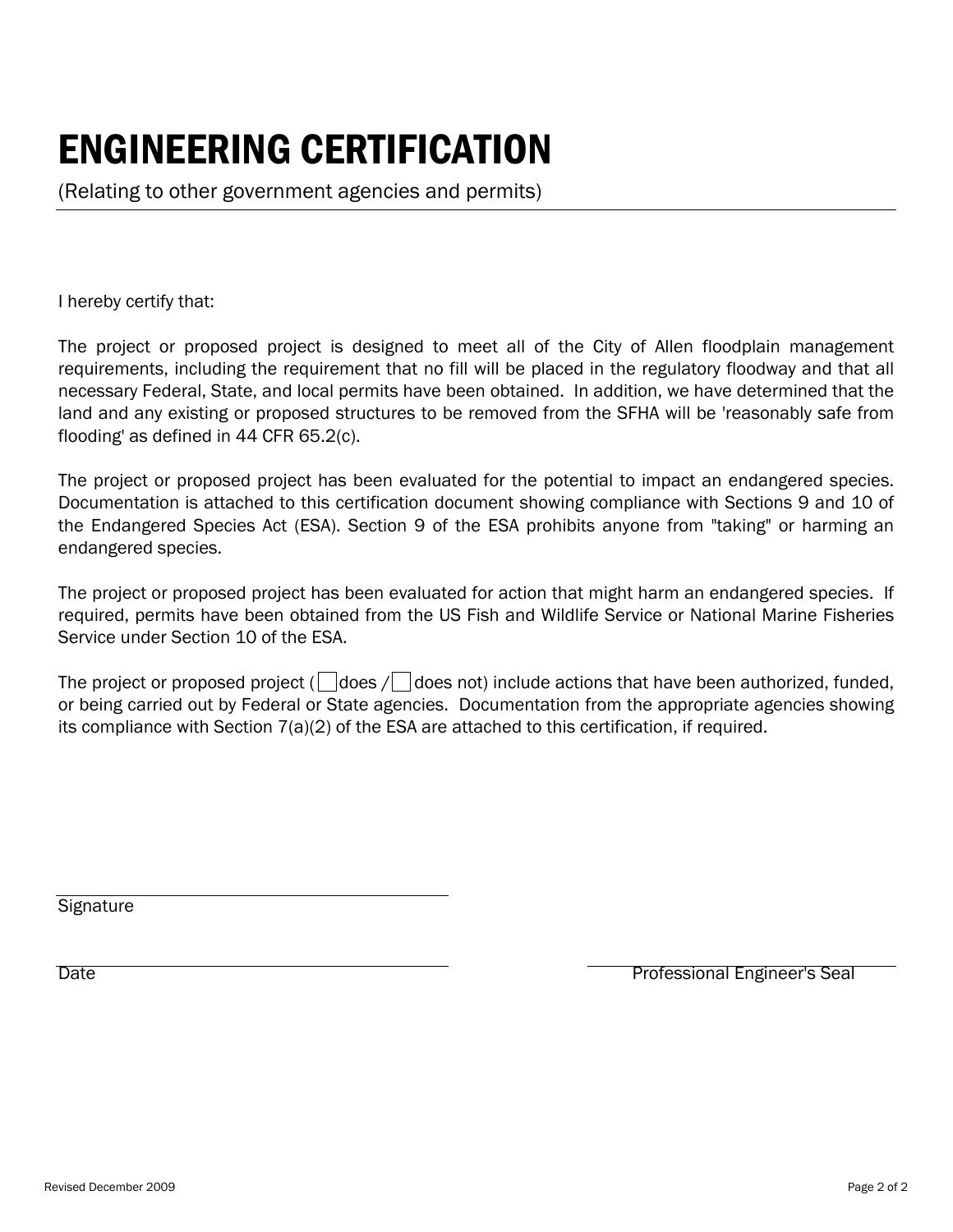# ENGINEERING CERTIFICATION

(Relating to other government agencies and permits)

I hereby certify that:

The project or proposed project is designed to meet all of the City of Allen floodplain management requirements, including the requirement that no fill will be placed in the regulatory floodway and that all necessary Federal, State, and local permits have been obtained. In addition, we have determined that the land and any existing or proposed structures to be removed from the SFHA will be 'reasonably safe from flooding' as defined in 44 CFR 65.2(c).

The project or proposed project has been evaluated for the potential to impact an endangered species. Documentation is attached to this certification document showing compliance with Sections 9 and 10 of the Endangered Species Act (ESA). Section 9 of the ESA prohibits anyone from "taking" or harming an endangered species.

The project or proposed project has been evaluated for action that might harm an endangered species. If required, permits have been obtained from the US Fish and Wildlife Service or National Marine Fisheries Service under Section 10 of the ESA.

The project or proposed project (☐ does / ☐ does not) include actions that have been authorized, funded, or being carried out by Federal or State agencies. Documentation from the appropriate agencies showing its compliance with Section 7(a)(2) of the ESA are attached to this certification, if required.

______________________________
Signature

______________________________
Date

______________________________
Professional Engineer's Seal

Revised December 2009